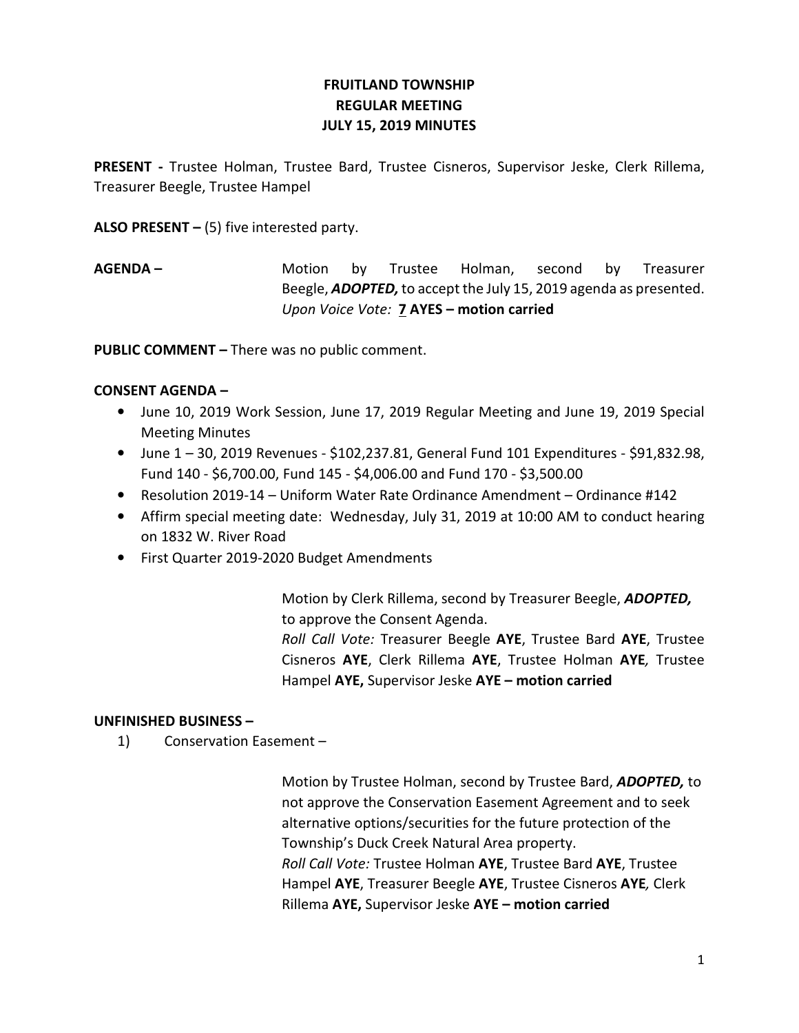# FRUITLAND TOWNSHIP
## REGULAR MEETING
## JULY 15, 2019 MINUTES

**PRESENT -** Trustee Holman, Trustee Bard, Trustee Cisneros, Supervisor Jeske, Clerk Rillema, Treasurer Beegle, Trustee Hampel

**ALSO PRESENT –** (5) five interested party.

**AGENDA –** Motion by Trustee Holman, second by Treasurer Beegle, ***ADOPTED,*** to accept the July 15, 2019 agenda as presented.
*Upon Voice Vote:* **7 AYES – motion carried**

**PUBLIC COMMENT –** There was no public comment.

**CONSENT AGENDA –**

- June 10, 2019 Work Session, June 17, 2019 Regular Meeting and June 19, 2019 Special Meeting Minutes
- June 1 – 30, 2019 Revenues - $102,237.81, General Fund 101 Expenditures - $91,832.98, Fund 140 - $6,700.00, Fund 145 - $4,006.00 and Fund 170 - $3,500.00
- Resolution 2019-14 – Uniform Water Rate Ordinance Amendment – Ordinance #142
- Affirm special meeting date: Wednesday, July 31, 2019 at 10:00 AM to conduct hearing on 1832 W. River Road
- First Quarter 2019-2020 Budget Amendments

Motion by Clerk Rillema, second by Treasurer Beegle, ***ADOPTED,*** to approve the Consent Agenda.
*Roll Call Vote:* Treasurer Beegle **AYE**, Trustee Bard **AYE**, Trustee Cisneros **AYE**, Clerk Rillema **AYE**, Trustee Holman **AYE***,* Trustee Hampel **AYE,** Supervisor Jeske **AYE – motion carried**

**UNFINISHED BUSINESS –**

1) Conservation Easement –

Motion by Trustee Holman, second by Trustee Bard, ***ADOPTED,*** to not approve the Conservation Easement Agreement and to seek alternative options/securities for the future protection of the Township's Duck Creek Natural Area property.
*Roll Call Vote:* Trustee Holman **AYE**, Trustee Bard **AYE**, Trustee Hampel **AYE**, Treasurer Beegle **AYE**, Trustee Cisneros **AYE***,* Clerk Rillema **AYE,** Supervisor Jeske **AYE – motion carried**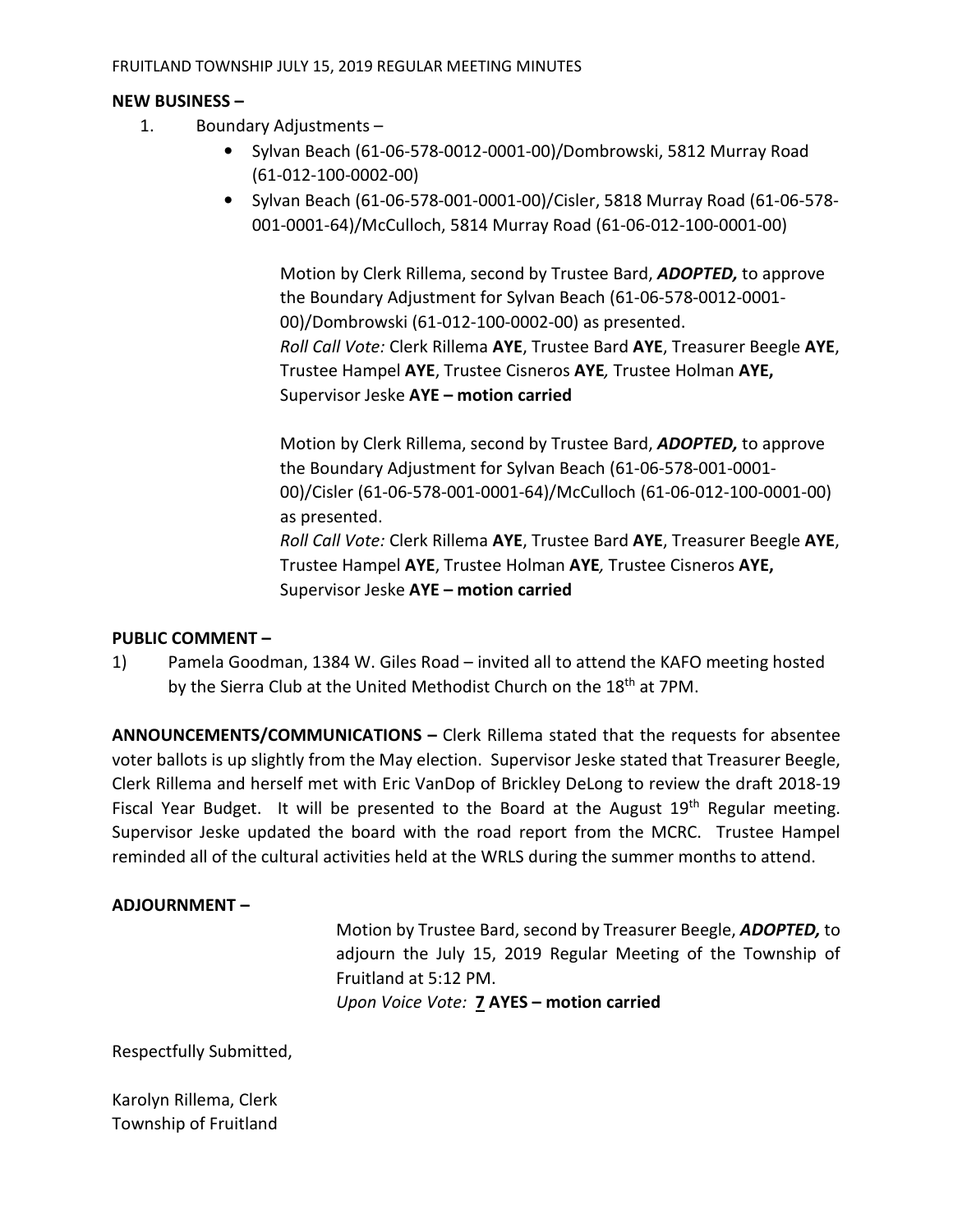**NEW BUSINESS –**

1. Boundary Adjustments –
   - Sylvan Beach (61-06-578-0012-0001-00)/Dombrowski, 5812 Murray Road (61-012-100-0002-00)
   - Sylvan Beach (61-06-578-001-0001-00)/Cisler, 5818 Murray Road (61-06-578-001-0001-64)/McCulloch, 5814 Murray Road (61-06-012-100-0001-00)

Motion by Clerk Rillema, second by Trustee Bard, ***ADOPTED,*** to approve the Boundary Adjustment for Sylvan Beach (61-06-578-0012-0001-00)/Dombrowski (61-012-100-0002-00) as presented.
*Roll Call Vote:* Clerk Rillema **AYE**, Trustee Bard **AYE**, Treasurer Beegle **AYE**, Trustee Hampel **AYE**, Trustee Cisneros **AYE***,* Trustee Holman **AYE,** Supervisor Jeske **AYE – motion carried**

Motion by Clerk Rillema, second by Trustee Bard, ***ADOPTED,*** to approve the Boundary Adjustment for Sylvan Beach (61-06-578-001-0001-00)/Cisler (61-06-578-001-0001-64)/McCulloch (61-06-012-100-0001-00) as presented.
*Roll Call Vote:* Clerk Rillema **AYE**, Trustee Bard **AYE**, Treasurer Beegle **AYE**, Trustee Hampel **AYE**, Trustee Holman **AYE***,* Trustee Cisneros **AYE,** Supervisor Jeske **AYE – motion carried**

**PUBLIC COMMENT –**

1) Pamela Goodman, 1384 W. Giles Road – invited all to attend the KAFO meeting hosted by the Sierra Club at the United Methodist Church on the 18th at 7PM.

**ANNOUNCEMENTS/COMMUNICATIONS –** Clerk Rillema stated that the requests for absentee voter ballots is up slightly from the May election. Supervisor Jeske stated that Treasurer Beegle, Clerk Rillema and herself met with Eric VanDop of Brickley DeLong to review the draft 2018-19 Fiscal Year Budget. It will be presented to the Board at the August 19th Regular meeting. Supervisor Jeske updated the board with the road report from the MCRC. Trustee Hampel reminded all of the cultural activities held at the WRLS during the summer months to attend.

**ADJOURNMENT –**

Motion by Trustee Bard, second by Treasurer Beegle, ***ADOPTED,*** to adjourn the July 15, 2019 Regular Meeting of the Township of Fruitland at 5:12 PM.
*Upon Voice Vote:* **7 AYES – motion carried**

Respectfully Submitted,

Karolyn Rillema, Clerk
Township of Fruitland